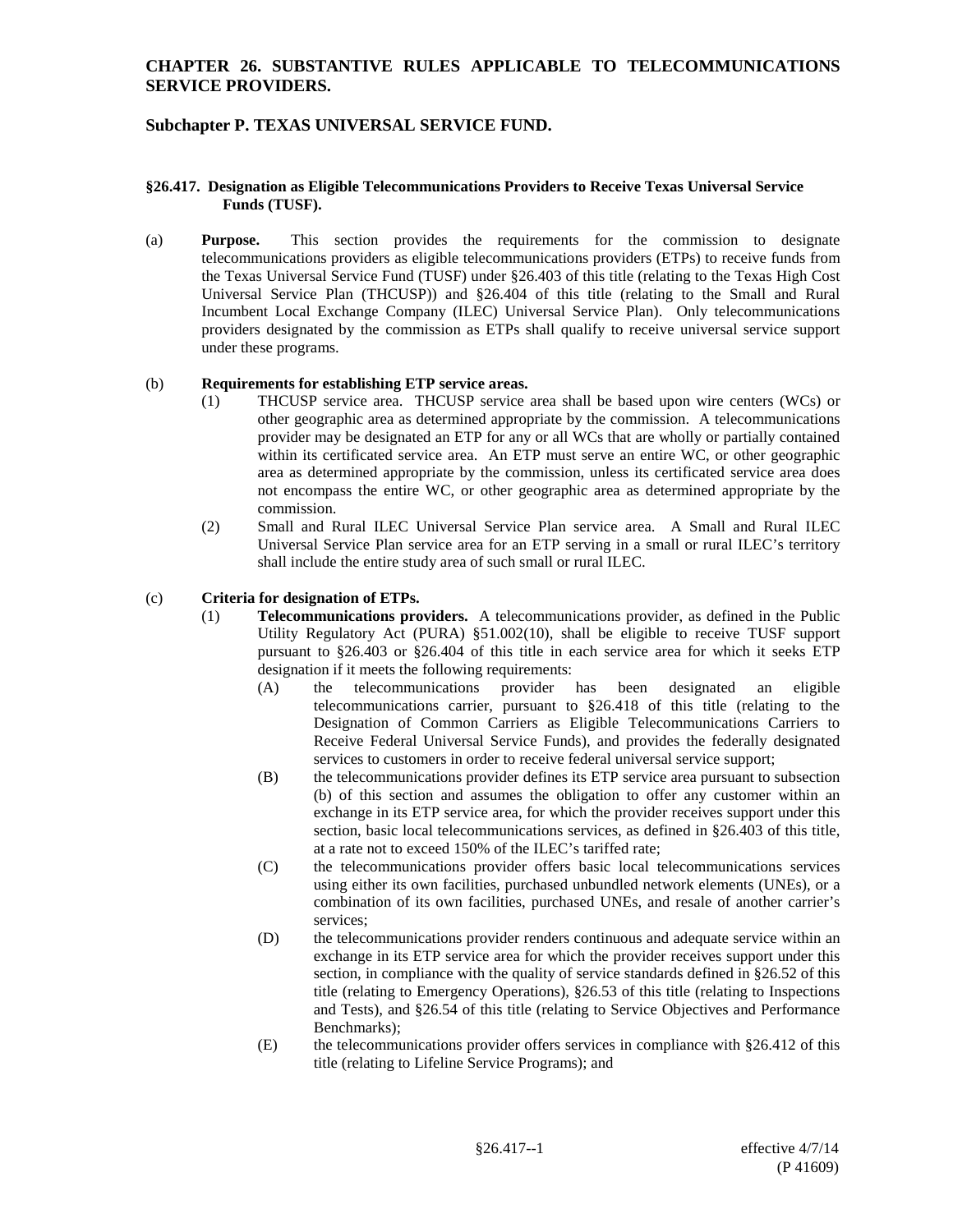# CHAPTER 26. SUBSTANTIVE RULES APPLICABLE TO TELECOMMUNICATIONS SERVICE PROVIDERS.

## Subchapter P. TEXAS UNIVERSAL SERVICE FUND.

### §26.417. Designation as Eligible Telecommunications Providers to Receive Texas Universal Service Funds (TUSF).

(a) **Purpose.** This section provides the requirements for the commission to designate telecommunications providers as eligible telecommunications providers (ETPs) to receive funds from the Texas Universal Service Fund (TUSF) under §26.403 of this title (relating to the Texas High Cost Universal Service Plan (THCUSP)) and §26.404 of this title (relating to the Small and Rural Incumbent Local Exchange Company (ILEC) Universal Service Plan). Only telecommunications providers designated by the commission as ETPs shall qualify to receive universal service support under these programs.

(b) **Requirements for establishing ETP service areas.**

(1) THCUSP service area. THCUSP service area shall be based upon wire centers (WCs) or other geographic area as determined appropriate by the commission. A telecommunications provider may be designated an ETP for any or all WCs that are wholly or partially contained within its certificated service area. An ETP must serve an entire WC, or other geographic area as determined appropriate by the commission, unless its certificated service area does not encompass the entire WC, or other geographic area as determined appropriate by the commission.

(2) Small and Rural ILEC Universal Service Plan service area. A Small and Rural ILEC Universal Service Plan service area for an ETP serving in a small or rural ILEC's territory shall include the entire study area of such small or rural ILEC.

(c) **Criteria for designation of ETPs.**

(1) **Telecommunications providers.** A telecommunications provider, as defined in the Public Utility Regulatory Act (PURA) §51.002(10), shall be eligible to receive TUSF support pursuant to §26.403 or §26.404 of this title in each service area for which it seeks ETP designation if it meets the following requirements:

(A) the telecommunications provider has been designated an eligible telecommunications carrier, pursuant to §26.418 of this title (relating to the Designation of Common Carriers as Eligible Telecommunications Carriers to Receive Federal Universal Service Funds), and provides the federally designated services to customers in order to receive federal universal service support;

(B) the telecommunications provider defines its ETP service area pursuant to subsection (b) of this section and assumes the obligation to offer any customer within an exchange in its ETP service area, for which the provider receives support under this section, basic local telecommunications services, as defined in §26.403 of this title, at a rate not to exceed 150% of the ILEC's tariffed rate;

(C) the telecommunications provider offers basic local telecommunications services using either its own facilities, purchased unbundled network elements (UNEs), or a combination of its own facilities, purchased UNEs, and resale of another carrier's services;

(D) the telecommunications provider renders continuous and adequate service within an exchange in its ETP service area for which the provider receives support under this section, in compliance with the quality of service standards defined in §26.52 of this title (relating to Emergency Operations), §26.53 of this title (relating to Inspections and Tests), and §26.54 of this title (relating to Service Objectives and Performance Benchmarks);

(E) the telecommunications provider offers services in compliance with §26.412 of this title (relating to Lifeline Service Programs); and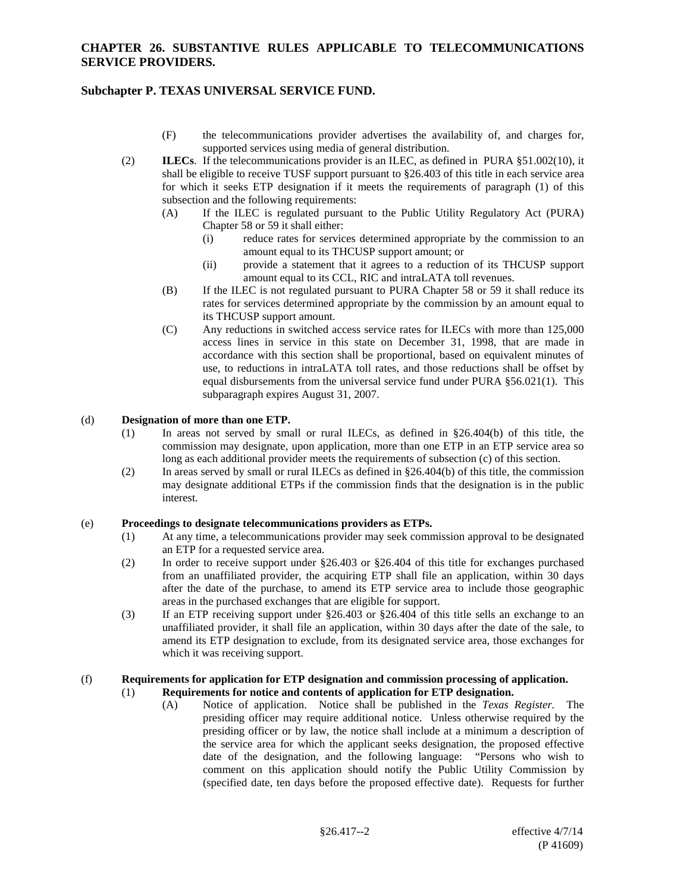(F) the telecommunications provider advertises the availability of, and charges for, supported services using media of general distribution.

(2) **ILECs**. If the telecommunications provider is an ILEC, as defined in PURA §51.002(10), it shall be eligible to receive TUSF support pursuant to §26.403 of this title in each service area for which it seeks ETP designation if it meets the requirements of paragraph (1) of this subsection and the following requirements:

(A) If the ILEC is regulated pursuant to the Public Utility Regulatory Act (PURA) Chapter 58 or 59 it shall either:

(i) reduce rates for services determined appropriate by the commission to an amount equal to its THCUSP support amount; or

(ii) provide a statement that it agrees to a reduction of its THCUSP support amount equal to its CCL, RIC and intraLATA toll revenues.

(B) If the ILEC is not regulated pursuant to PURA Chapter 58 or 59 it shall reduce its rates for services determined appropriate by the commission by an amount equal to its THCUSP support amount.

(C) Any reductions in switched access service rates for ILECs with more than 125,000 access lines in service in this state on December 31, 1998, that are made in accordance with this section shall be proportional, based on equivalent minutes of use, to reductions in intraLATA toll rates, and those reductions shall be offset by equal disbursements from the universal service fund under PURA §56.021(1). This subparagraph expires August 31, 2007.

(d) **Designation of more than one ETP.**

(1) In areas not served by small or rural ILECs, as defined in §26.404(b) of this title, the commission may designate, upon application, more than one ETP in an ETP service area so long as each additional provider meets the requirements of subsection (c) of this section.

(2) In areas served by small or rural ILECs as defined in §26.404(b) of this title, the commission may designate additional ETPs if the commission finds that the designation is in the public interest.

(e) **Proceedings to designate telecommunications providers as ETPs.**

(1) At any time, a telecommunications provider may seek commission approval to be designated an ETP for a requested service area.

(2) In order to receive support under §26.403 or §26.404 of this title for exchanges purchased from an unaffiliated provider, the acquiring ETP shall file an application, within 30 days after the date of the purchase, to amend its ETP service area to include those geographic areas in the purchased exchanges that are eligible for support.

(3) If an ETP receiving support under §26.403 or §26.404 of this title sells an exchange to an unaffiliated provider, it shall file an application, within 30 days after the date of the sale, to amend its ETP designation to exclude, from its designated service area, those exchanges for which it was receiving support.

(f) **Requirements for application for ETP designation and commission processing of application.**

(1) **Requirements for notice and contents of application for ETP designation.**

(A) Notice of application. Notice shall be published in the *Texas Register*. The presiding officer may require additional notice. Unless otherwise required by the presiding officer or by law, the notice shall include at a minimum a description of the service area for which the applicant seeks designation, the proposed effective date of the designation, and the following language: "Persons who wish to comment on this application should notify the Public Utility Commission by (specified date, ten days before the proposed effective date). Requests for further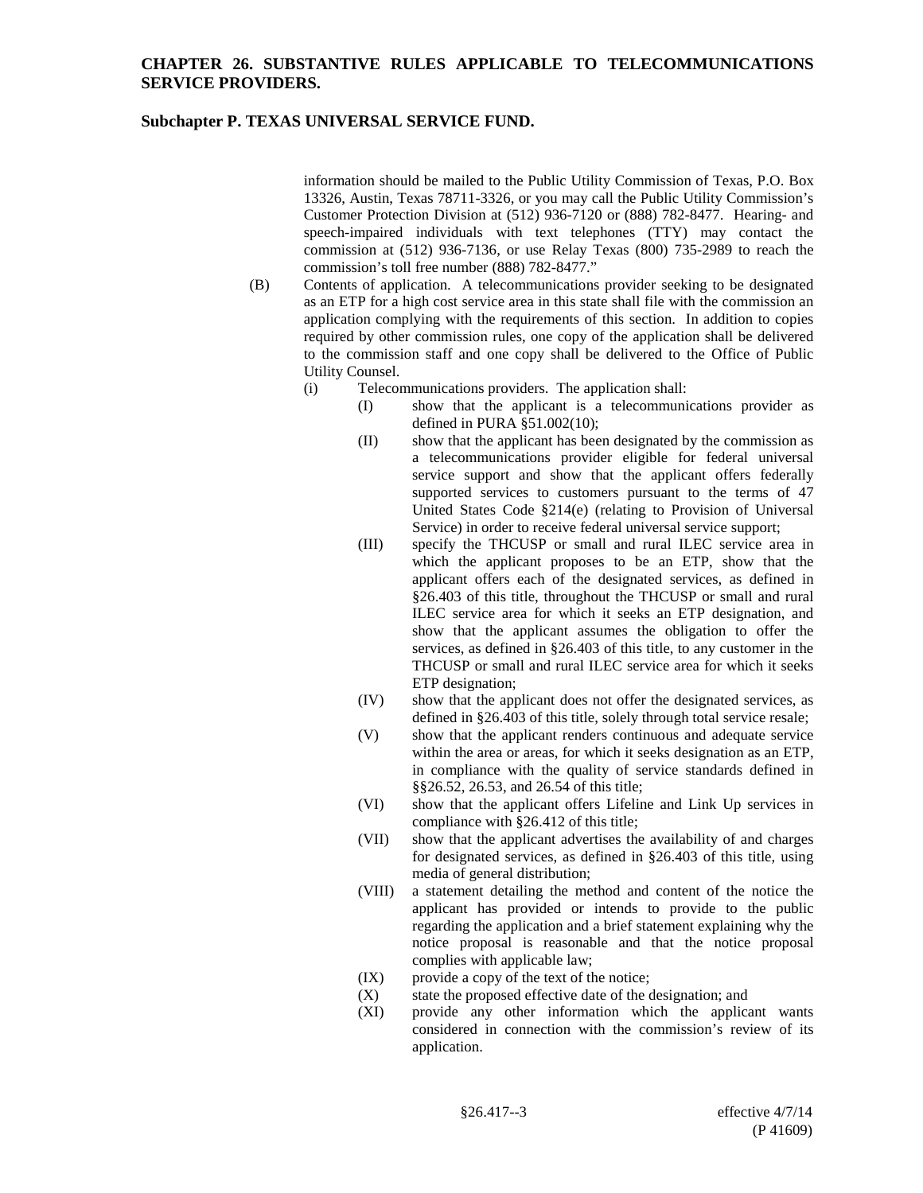information should be mailed to the Public Utility Commission of Texas, P.O. Box 13326, Austin, Texas 78711-3326, or you may call the Public Utility Commission's Customer Protection Division at (512) 936-7120 or (888) 782-8477. Hearing- and speech-impaired individuals with text telephones (TTY) may contact the commission at (512) 936-7136, or use Relay Texas (800) 735-2989 to reach the commission's toll free number (888) 782-8477."

(B) Contents of application. A telecommunications provider seeking to be designated as an ETP for a high cost service area in this state shall file with the commission an application complying with the requirements of this section. In addition to copies required by other commission rules, one copy of the application shall be delivered to the commission staff and one copy shall be delivered to the Office of Public Utility Counsel.

(i) Telecommunications providers. The application shall:

(I) show that the applicant is a telecommunications provider as defined in PURA §51.002(10);

(II) show that the applicant has been designated by the commission as a telecommunications provider eligible for federal universal service support and show that the applicant offers federally supported services to customers pursuant to the terms of 47 United States Code §214(e) (relating to Provision of Universal Service) in order to receive federal universal service support;

(III) specify the THCUSP or small and rural ILEC service area in which the applicant proposes to be an ETP, show that the applicant offers each of the designated services, as defined in §26.403 of this title, throughout the THCUSP or small and rural ILEC service area for which it seeks an ETP designation, and show that the applicant assumes the obligation to offer the services, as defined in §26.403 of this title, to any customer in the THCUSP or small and rural ILEC service area for which it seeks ETP designation;

(IV) show that the applicant does not offer the designated services, as defined in §26.403 of this title, solely through total service resale;

(V) show that the applicant renders continuous and adequate service within the area or areas, for which it seeks designation as an ETP, in compliance with the quality of service standards defined in §§26.52, 26.53, and 26.54 of this title;

(VI) show that the applicant offers Lifeline and Link Up services in compliance with §26.412 of this title;

(VII) show that the applicant advertises the availability of and charges for designated services, as defined in §26.403 of this title, using media of general distribution;

(VIII) a statement detailing the method and content of the notice the applicant has provided or intends to provide to the public regarding the application and a brief statement explaining why the notice proposal is reasonable and that the notice proposal complies with applicable law;

(IX) provide a copy of the text of the notice;

(X) state the proposed effective date of the designation; and

(XI) provide any other information which the applicant wants considered in connection with the commission's review of its application.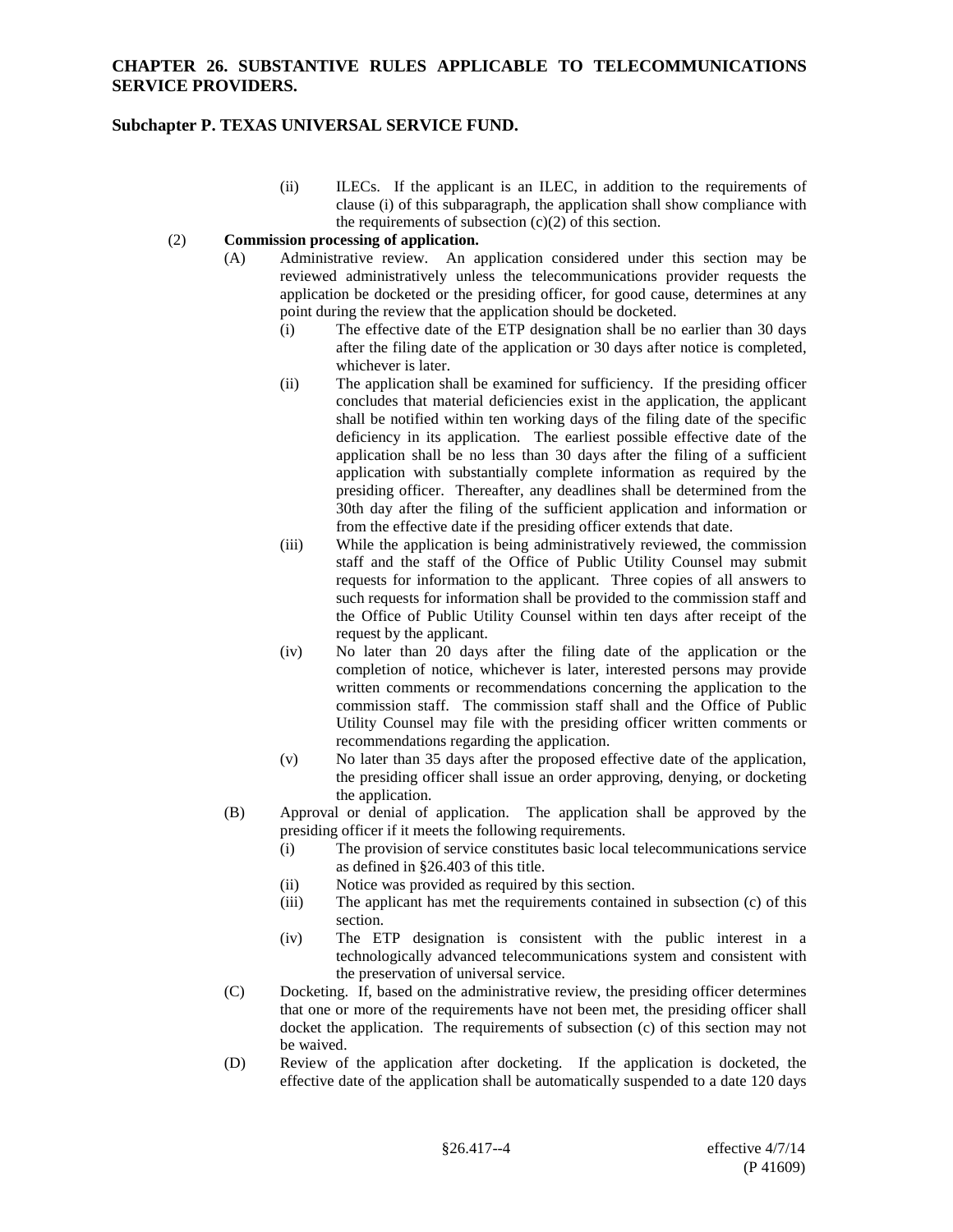(ii) ILECs. If the applicant is an ILEC, in addition to the requirements of clause (i) of this subparagraph, the application shall show compliance with the requirements of subsection (c)(2) of this section.

(2) **Commission processing of application.**

(A) Administrative review. An application considered under this section may be reviewed administratively unless the telecommunications provider requests the application be docketed or the presiding officer, for good cause, determines at any point during the review that the application should be docketed.

(i) The effective date of the ETP designation shall be no earlier than 30 days after the filing date of the application or 30 days after notice is completed, whichever is later.

(ii) The application shall be examined for sufficiency. If the presiding officer concludes that material deficiencies exist in the application, the applicant shall be notified within ten working days of the filing date of the specific deficiency in its application. The earliest possible effective date of the application shall be no less than 30 days after the filing of a sufficient application with substantially complete information as required by the presiding officer. Thereafter, any deadlines shall be determined from the 30th day after the filing of the sufficient application and information or from the effective date if the presiding officer extends that date.

(iii) While the application is being administratively reviewed, the commission staff and the staff of the Office of Public Utility Counsel may submit requests for information to the applicant. Three copies of all answers to such requests for information shall be provided to the commission staff and the Office of Public Utility Counsel within ten days after receipt of the request by the applicant.

(iv) No later than 20 days after the filing date of the application or the completion of notice, whichever is later, interested persons may provide written comments or recommendations concerning the application to the commission staff. The commission staff shall and the Office of Public Utility Counsel may file with the presiding officer written comments or recommendations regarding the application.

(v) No later than 35 days after the proposed effective date of the application, the presiding officer shall issue an order approving, denying, or docketing the application.

(B) Approval or denial of application. The application shall be approved by the presiding officer if it meets the following requirements.

(i) The provision of service constitutes basic local telecommunications service as defined in §26.403 of this title.

(ii) Notice was provided as required by this section.

(iii) The applicant has met the requirements contained in subsection (c) of this section.

(iv) The ETP designation is consistent with the public interest in a technologically advanced telecommunications system and consistent with the preservation of universal service.

(C) Docketing. If, based on the administrative review, the presiding officer determines that one or more of the requirements have not been met, the presiding officer shall docket the application. The requirements of subsection (c) of this section may not be waived.

(D) Review of the application after docketing. If the application is docketed, the effective date of the application shall be automatically suspended to a date 120 days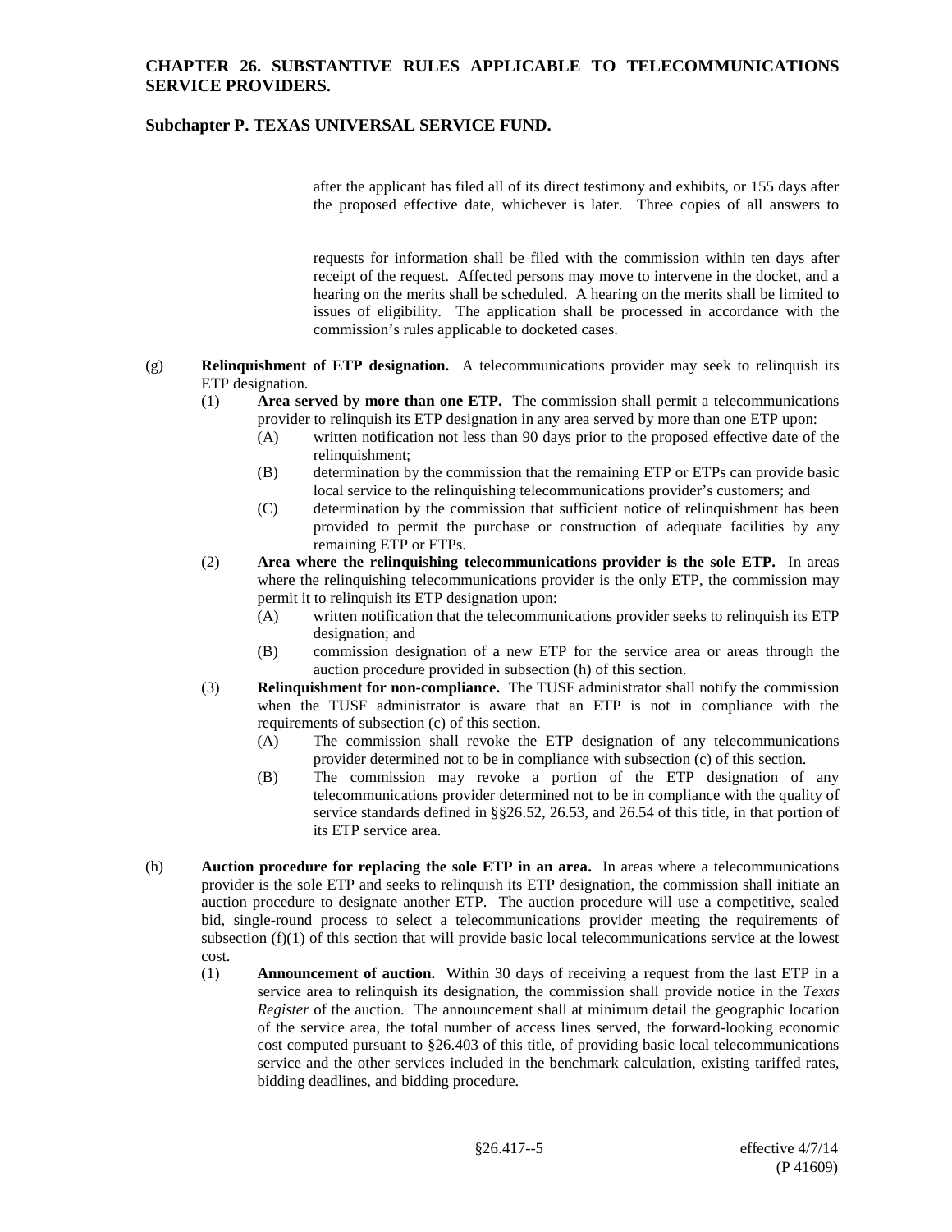after the applicant has filed all of its direct testimony and exhibits, or 155 days after the proposed effective date, whichever is later. Three copies of all answers to requests for information shall be filed with the commission within ten days after receipt of the request. Affected persons may move to intervene in the docket, and a hearing on the merits shall be scheduled. A hearing on the merits shall be limited to issues of eligibility. The application shall be processed in accordance with the commission's rules applicable to docketed cases.

(g) **Relinquishment of ETP designation.** A telecommunications provider may seek to relinquish its ETP designation.

- (1) **Area served by more than one ETP.** The commission shall permit a telecommunications provider to relinquish its ETP designation in any area served by more than one ETP upon:
  - (A) written notification not less than 90 days prior to the proposed effective date of the relinquishment;
  - (B) determination by the commission that the remaining ETP or ETPs can provide basic local service to the relinquishing telecommunications provider's customers; and
  - (C) determination by the commission that sufficient notice of relinquishment has been provided to permit the purchase or construction of adequate facilities by any remaining ETP or ETPs.
- (2) **Area where the relinquishing telecommunications provider is the sole ETP.** In areas where the relinquishing telecommunications provider is the only ETP, the commission may permit it to relinquish its ETP designation upon:
  - (A) written notification that the telecommunications provider seeks to relinquish its ETP designation; and
  - (B) commission designation of a new ETP for the service area or areas through the auction procedure provided in subsection (h) of this section.
- (3) **Relinquishment for non-compliance.** The TUSF administrator shall notify the commission when the TUSF administrator is aware that an ETP is not in compliance with the requirements of subsection (c) of this section.
  - (A) The commission shall revoke the ETP designation of any telecommunications provider determined not to be in compliance with subsection (c) of this section.
  - (B) The commission may revoke a portion of the ETP designation of any telecommunications provider determined not to be in compliance with the quality of service standards defined in §§26.52, 26.53, and 26.54 of this title, in that portion of its ETP service area.

(h) **Auction procedure for replacing the sole ETP in an area.** In areas where a telecommunications provider is the sole ETP and seeks to relinquish its ETP designation, the commission shall initiate an auction procedure to designate another ETP. The auction procedure will use a competitive, sealed bid, single-round process to select a telecommunications provider meeting the requirements of subsection (f)(1) of this section that will provide basic local telecommunications service at the lowest cost.

- (1) **Announcement of auction.** Within 30 days of receiving a request from the last ETP in a service area to relinquish its designation, the commission shall provide notice in the *Texas Register* of the auction. The announcement shall at minimum detail the geographic location of the service area, the total number of access lines served, the forward-looking economic cost computed pursuant to §26.403 of this title, of providing basic local telecommunications service and the other services included in the benchmark calculation, existing tariffed rates, bidding deadlines, and bidding procedure.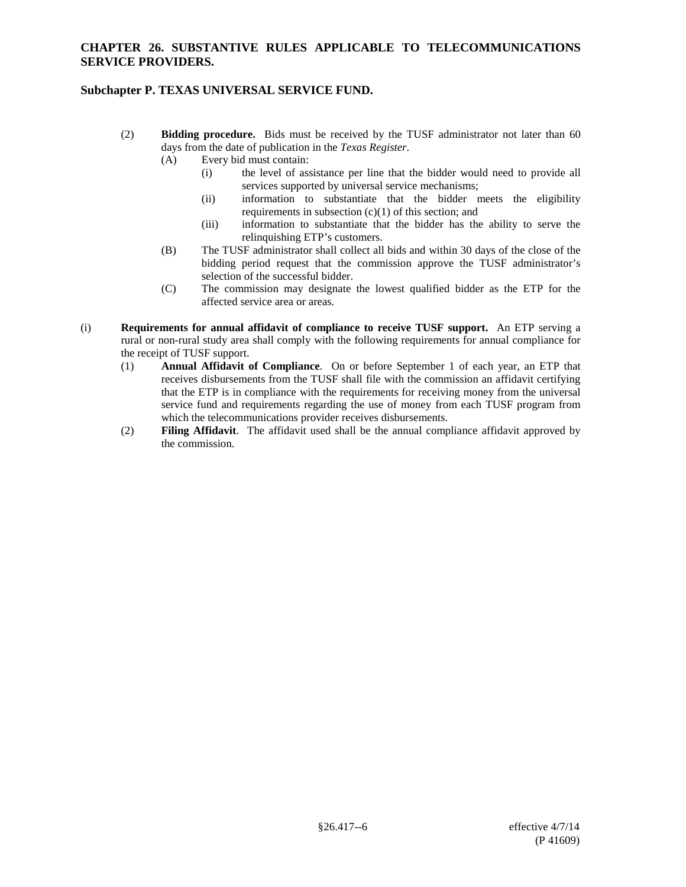(2) **Bidding procedure.** Bids must be received by the TUSF administrator not later than 60 days from the date of publication in the *Texas Register*.

(A) Every bid must contain:

(i) the level of assistance per line that the bidder would need to provide all services supported by universal service mechanisms;

(ii) information to substantiate that the bidder meets the eligibility requirements in subsection (c)(1) of this section; and

(iii) information to substantiate that the bidder has the ability to serve the relinquishing ETP's customers.

(B) The TUSF administrator shall collect all bids and within 30 days of the close of the bidding period request that the commission approve the TUSF administrator's selection of the successful bidder.

(C) The commission may designate the lowest qualified bidder as the ETP for the affected service area or areas.

(i) **Requirements for annual affidavit of compliance to receive TUSF support.** An ETP serving a rural or non-rural study area shall comply with the following requirements for annual compliance for the receipt of TUSF support.

(1) **Annual Affidavit of Compliance**. On or before September 1 of each year, an ETP that receives disbursements from the TUSF shall file with the commission an affidavit certifying that the ETP is in compliance with the requirements for receiving money from the universal service fund and requirements regarding the use of money from each TUSF program from which the telecommunications provider receives disbursements.

(2) **Filing Affidavit**. The affidavit used shall be the annual compliance affidavit approved by the commission.